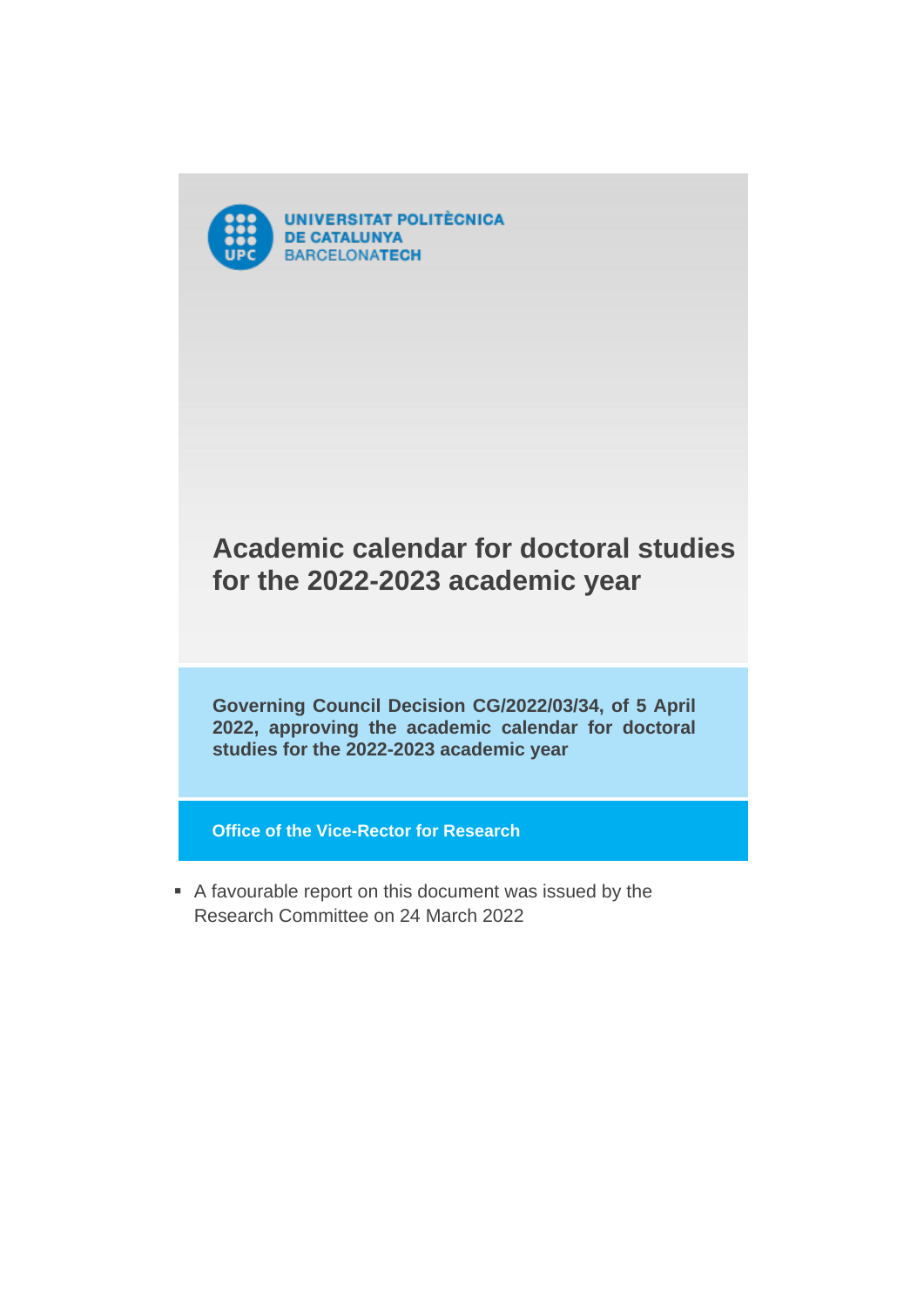UNIVERSITAT POLITÈCNICA DE CATALUNYA BARCELONATECH

# Academic calendar for doctoral studies for the 2022-2023 academic year

**Governing Council Decision CG/2022/03/34, of 5 April 2022, approving the academic calendar for doctoral studies for the 2022-2023 academic year**

**Office of the Vice-Rector for Research**

- A favourable report on this document was issued by the Research Committee on 24 March 2022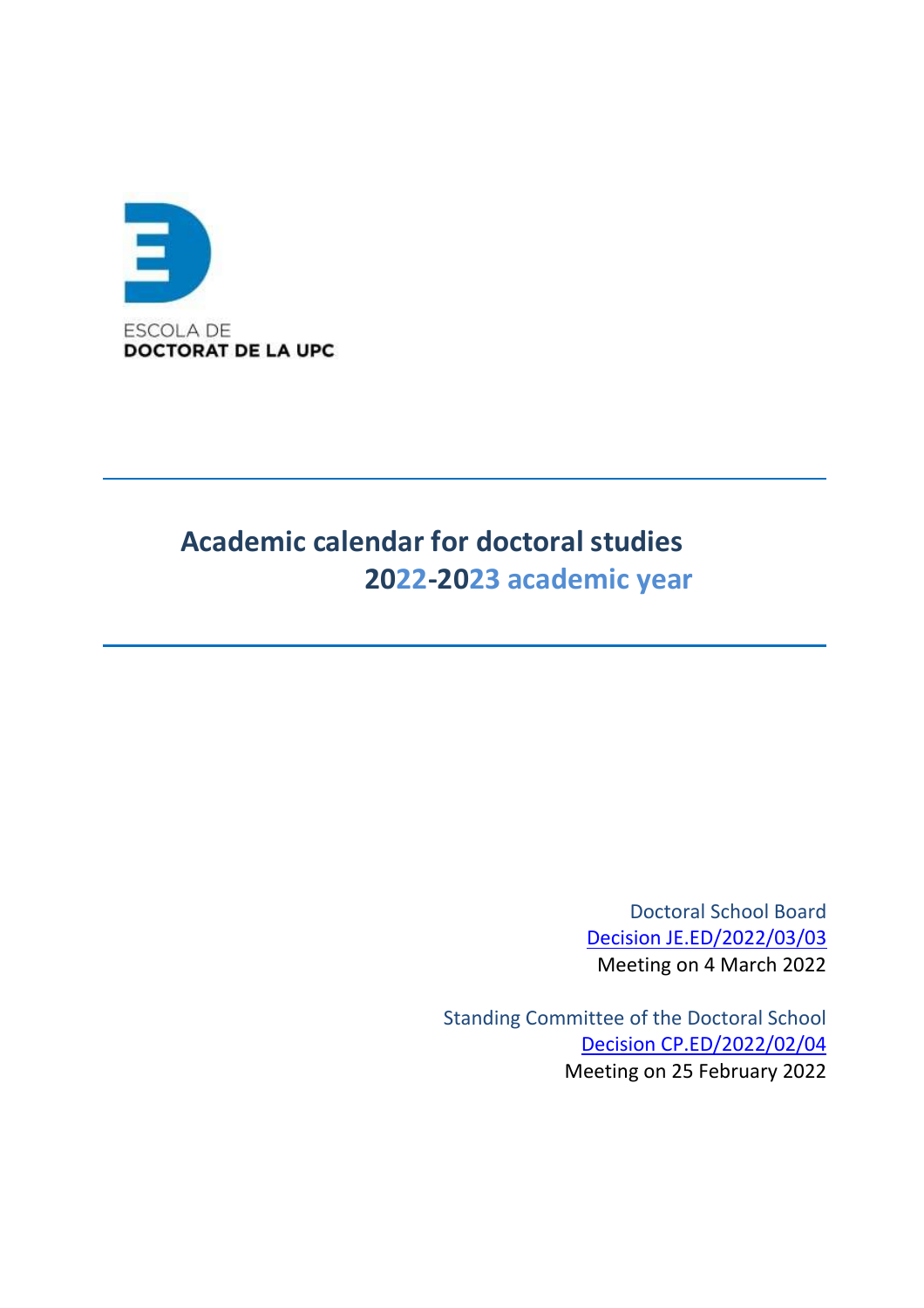ESCOLA DE
**DOCTORAT DE LA UPC**

# Academic calendar for doctoral studies
## 2022-2023 academic year

Doctoral School Board
Decision JE.ED/2022/03/03
Meeting on 4 March 2022

Standing Committee of the Doctoral School
Decision CP.ED/2022/02/04
Meeting on 25 February 2022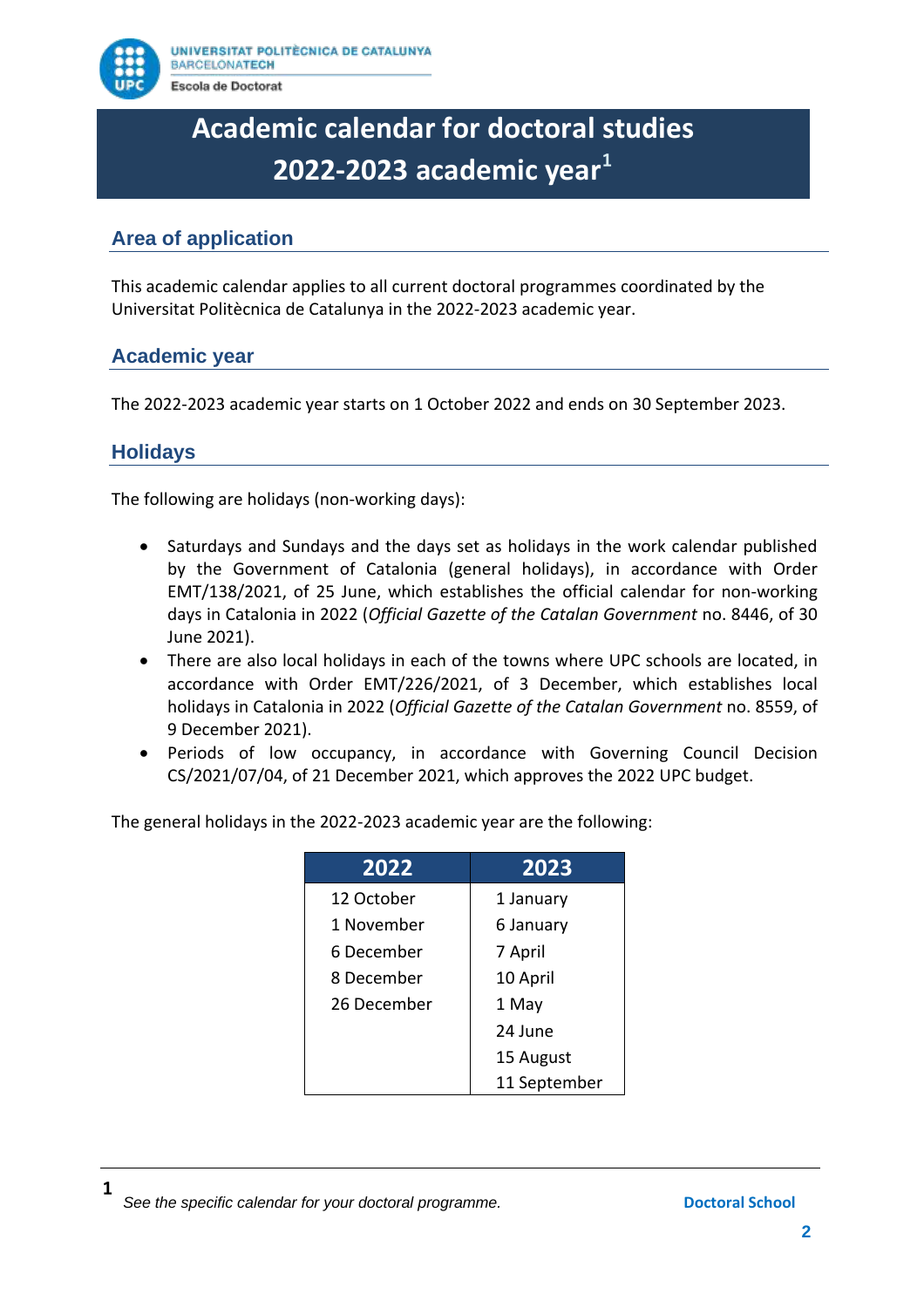# Academic calendar for doctoral studies 2022-2023 academic year[1]

## Area of application

This academic calendar applies to all current doctoral programmes coordinated by the Universitat Politècnica de Catalunya in the 2022-2023 academic year.

## Academic year

The 2022-2023 academic year starts on 1 October 2022 and ends on 30 September 2023.

## Holidays

The following are holidays (non-working days):

- Saturdays and Sundays and the days set as holidays in the work calendar published by the Government of Catalonia (general holidays), in accordance with Order EMT/138/2021, of 25 June, which establishes the official calendar for non-working days in Catalonia in 2022 (*Official Gazette of the Catalan Government* no. 8446, of 30 June 2021).
- There are also local holidays in each of the towns where UPC schools are located, in accordance with Order EMT/226/2021, of 3 December, which establishes local holidays in Catalonia in 2022 (*Official Gazette of the Catalan Government* no. 8559, of 9 December 2021).
- Periods of low occupancy, in accordance with Governing Council Decision CS/2021/07/04, of 21 December 2021, which approves the 2022 UPC budget.

The general holidays in the 2022-2023 academic year are the following:

| 2022 | 2023 |
|---|---|
| 12 October | 1 January |
| 1 November | 6 January |
| 6 December | 7 April |
| 8 December | 10 April |
| 26 December | 1 May |
| | 24 June |
| | 15 August |
| | 11 September |

[1] *See the specific calendar for your doctoral programme.*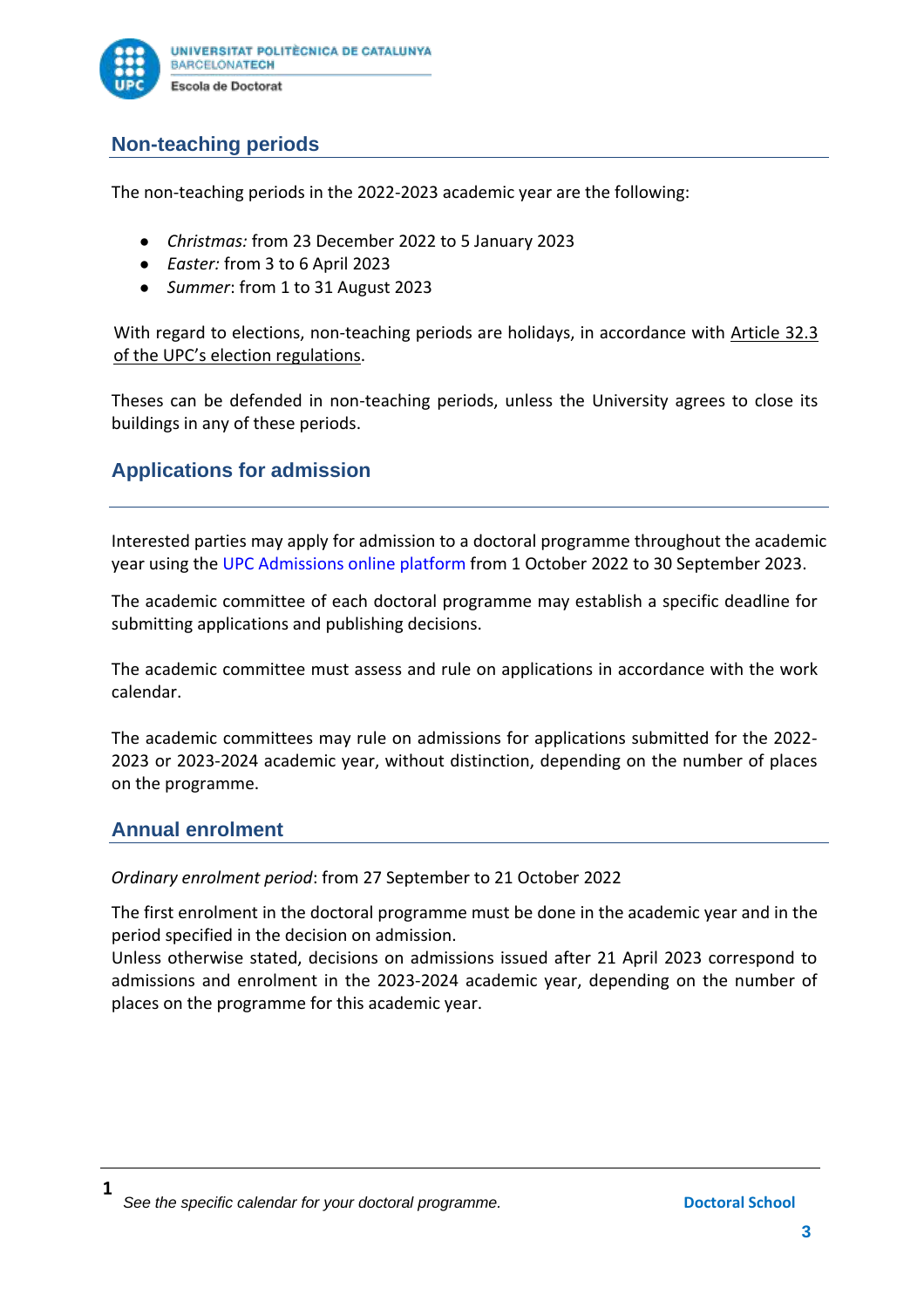## Non-teaching periods

The non-teaching periods in the 2022-2023 academic year are the following:

- *Christmas:* from 23 December 2022 to 5 January 2023
- *Easter:* from 3 to 6 April 2023
- *Summer*: from 1 to 31 August 2023

With regard to elections, non-teaching periods are holidays, in accordance with Article 32.3 of the UPC's election regulations.

Theses can be defended in non-teaching periods, unless the University agrees to close its buildings in any of these periods.

## Applications for admission

Interested parties may apply for admission to a doctoral programme throughout the academic year using the UPC Admissions online platform from 1 October 2022 to 30 September 2023.

The academic committee of each doctoral programme may establish a specific deadline for submitting applications and publishing decisions.

The academic committee must assess and rule on applications in accordance with the work calendar.

The academic committees may rule on admissions for applications submitted for the 2022-2023 or 2023-2024 academic year, without distinction, depending on the number of places on the programme.

## Annual enrolment

*Ordinary enrolment period*: from 27 September to 21 October 2022

The first enrolment in the doctoral programme must be done in the academic year and in the period specified in the decision on admission.
Unless otherwise stated, decisions on admissions issued after 21 April 2023 correspond to admissions and enrolment in the 2023-2024 academic year, depending on the number of places on the programme for this academic year.

[1] *See the specific calendar for your doctoral programme.*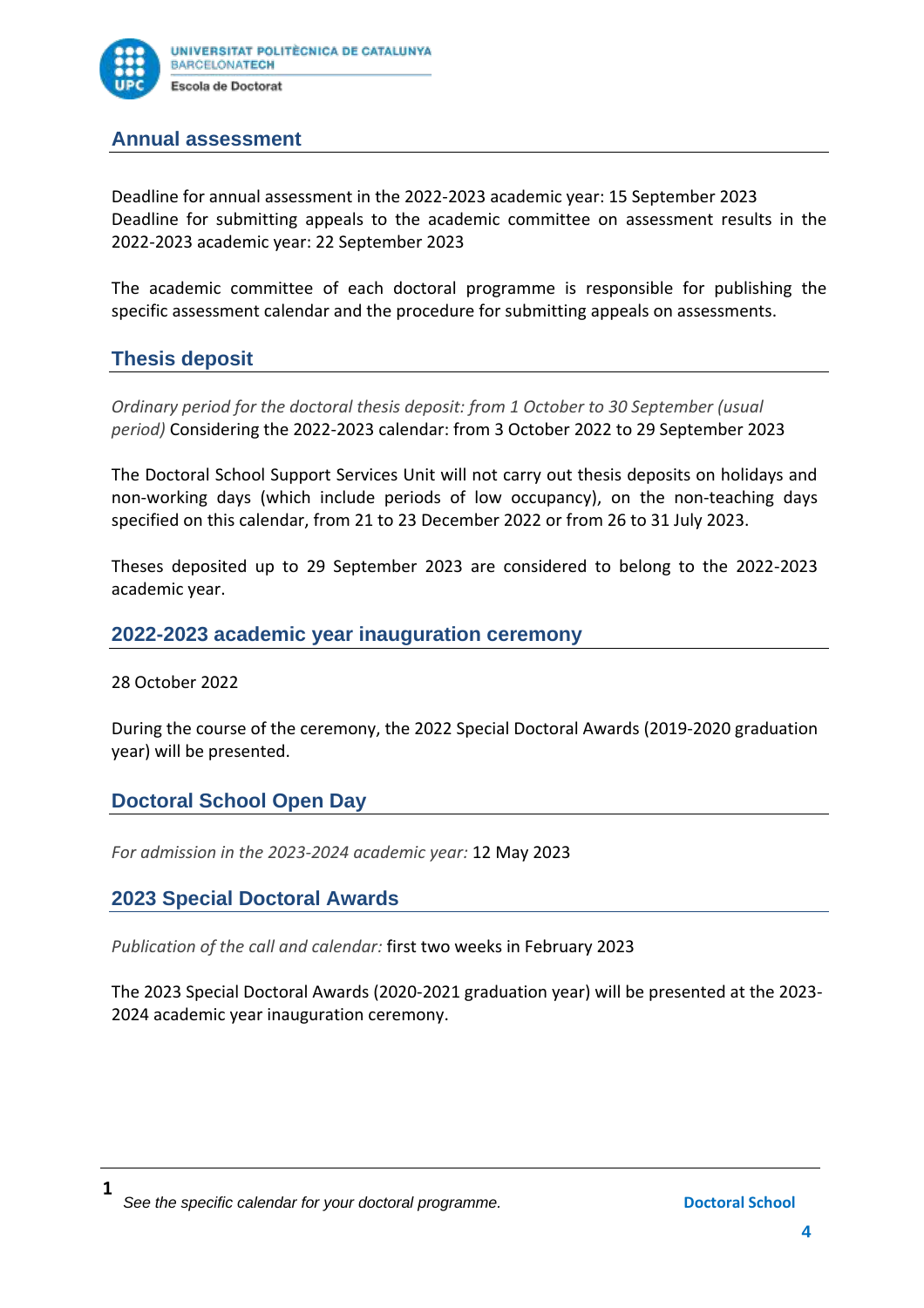## Annual assessment

Deadline for annual assessment in the 2022-2023 academic year: 15 September 2023
Deadline for submitting appeals to the academic committee on assessment results in the 2022-2023 academic year: 22 September 2023

The academic committee of each doctoral programme is responsible for publishing the specific assessment calendar and the procedure for submitting appeals on assessments.

## Thesis deposit

*Ordinary period for the doctoral thesis deposit: from 1 October to 30 September (usual period)* Considering the 2022-2023 calendar: from 3 October 2022 to 29 September 2023

The Doctoral School Support Services Unit will not carry out thesis deposits on holidays and non-working days (which include periods of low occupancy), on the non-teaching days specified on this calendar, from 21 to 23 December 2022 or from 26 to 31 July 2023.

Theses deposited up to 29 September 2023 are considered to belong to the 2022-2023 academic year.

## 2022-2023 academic year inauguration ceremony

28 October 2022

During the course of the ceremony, the 2022 Special Doctoral Awards (2019-2020 graduation year) will be presented.

## Doctoral School Open Day

*For admission in the 2023-2024 academic year:* 12 May 2023

## 2023 Special Doctoral Awards

*Publication of the call and calendar:* first two weeks in February 2023

The 2023 Special Doctoral Awards (2020-2021 graduation year) will be presented at the 2023-2024 academic year inauguration ceremony.

---

[1] *See the specific calendar for your doctoral programme.*